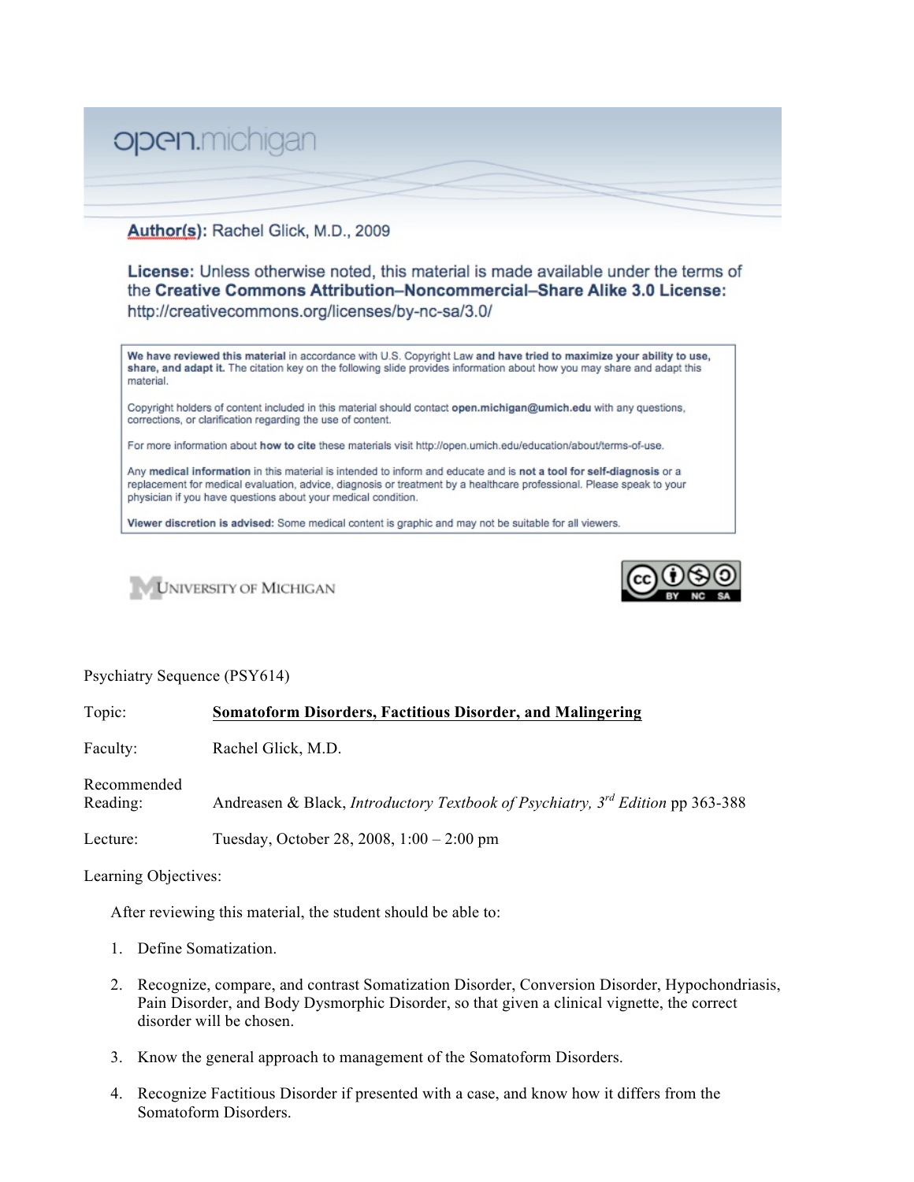open.michigan

**Author(s):** Rachel Glick, M.D., 2009

**License:** Unless otherwise noted, this material is made available under the terms of the **Creative Commons Attribution–Noncommercial–Share Alike 3.0 License:** http://creativecommons.org/licenses/by-nc-sa/3.0/

**We have reviewed this material** in accordance with U.S. Copyright Law **and have tried to maximize your ability to use, share, and adapt it.** The citation key on the following slide provides information about how you may share and adapt this material.

Copyright holders of content included in this material should contact **open.michigan@umich.edu** with any questions, corrections, or clarification regarding the use of content.

For more information about **how to cite** these materials visit http://open.umich.edu/education/about/terms-of-use.

Any **medical information** in this material is intended to inform and educate and is **not a tool for self-diagnosis** or a replacement for medical evaluation, advice, diagnosis or treatment by a healthcare professional. Please speak to your physician if you have questions about your medical condition.

**Viewer discretion is advised:** Some medical content is graphic and may not be suitable for all viewers.

University of Michigan

Psychiatry Sequence (PSY614)

Topic: **Somatoform Disorders, Factitious Disorder, and Malingering**

Faculty: Rachel Glick, M.D.

Recommended Reading: Andreasen & Black, *Introductory Textbook of Psychiatry, 3rd Edition* pp 363-388

Lecture: Tuesday, October 28, 2008, 1:00 – 2:00 pm

Learning Objectives:

After reviewing this material, the student should be able to:

1. Define Somatization.
2. Recognize, compare, and contrast Somatization Disorder, Conversion Disorder, Hypochondriasis, Pain Disorder, and Body Dysmorphic Disorder, so that given a clinical vignette, the correct disorder will be chosen.
3. Know the general approach to management of the Somatoform Disorders.
4. Recognize Factitious Disorder if presented with a case, and know how it differs from the Somatoform Disorders.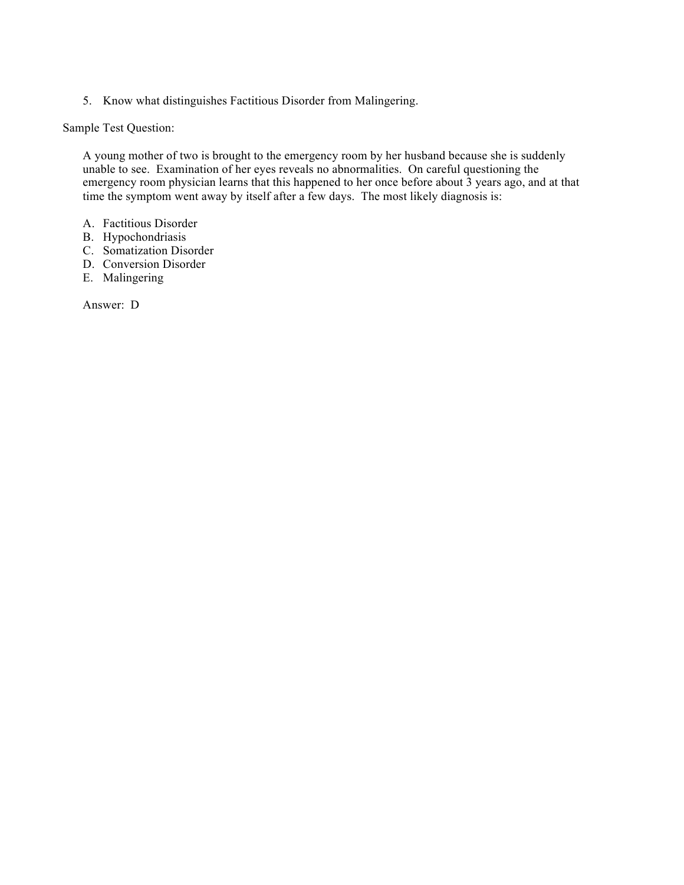5. Know what distinguishes Factitious Disorder from Malingering.

Sample Test Question:

A young mother of two is brought to the emergency room by her husband because she is suddenly unable to see. Examination of her eyes reveals no abnormalities. On careful questioning the emergency room physician learns that this happened to her once before about 3 years ago, and at that time the symptom went away by itself after a few days. The most likely diagnosis is:

A. Factitious Disorder
B. Hypochondriasis
C. Somatization Disorder
D. Conversion Disorder
E. Malingering

Answer: D